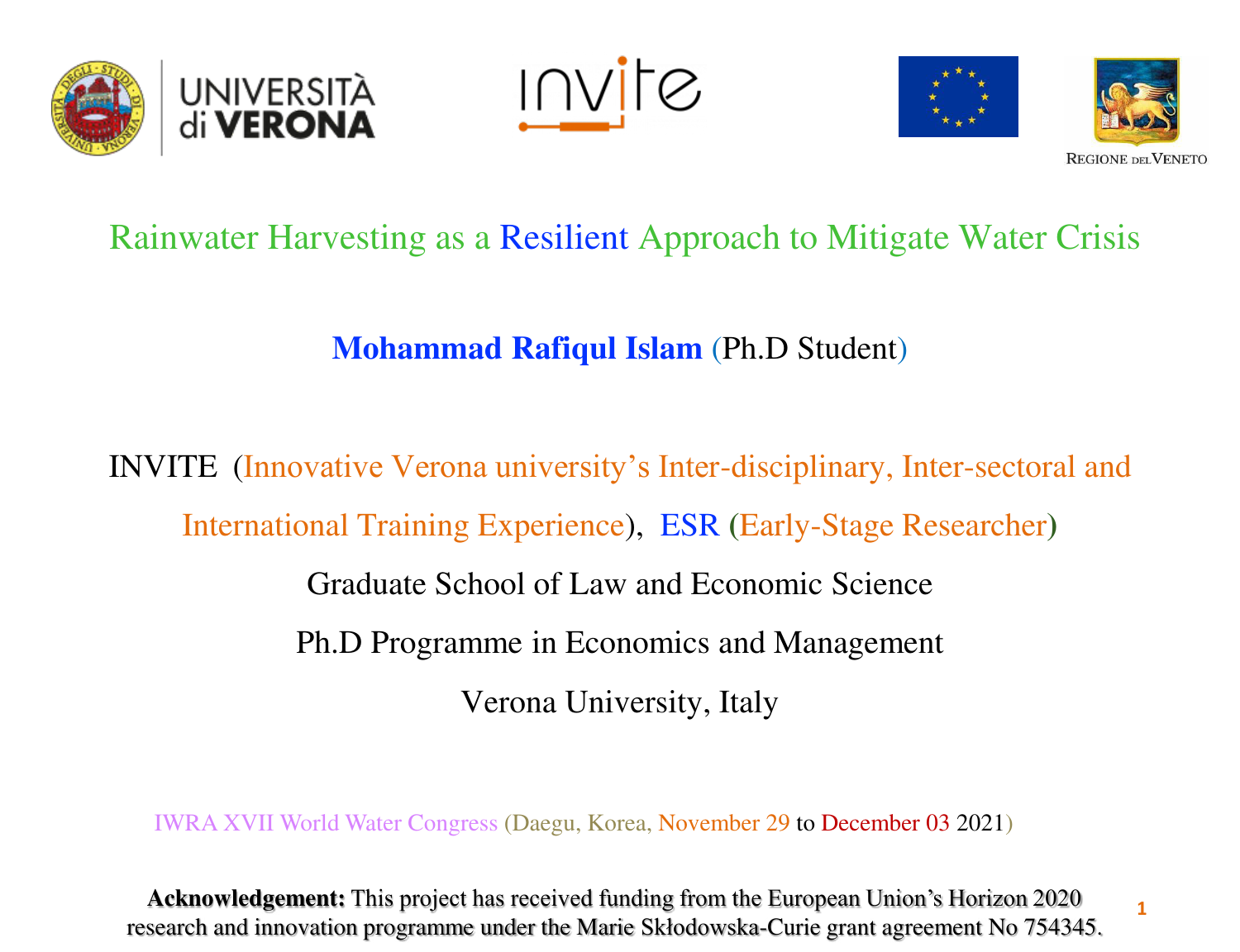UNIVERSITÀ di VERONA

invite

REGIONE DEL VENETO

# Rainwater Harvesting as a Resilient Approach to Mitigate Water Crisis

**Mohammad Rafiqul Islam** (Ph.D Student)

INVITE (Innovative Verona university's Inter-disciplinary, Inter-sectoral and International Training Experience), ESR (Early-Stage Researcher)

Graduate School of Law and Economic Science

Ph.D Programme in Economics and Management

Verona University, Italy

IWRA XVII World Water Congress (Daegu, Korea, November 29 to December 03 2021)

**Acknowledgement:** This project has received funding from the European Union's Horizon 2020 research and innovation programme under the Marie Skłodowska-Curie grant agreement No 754345.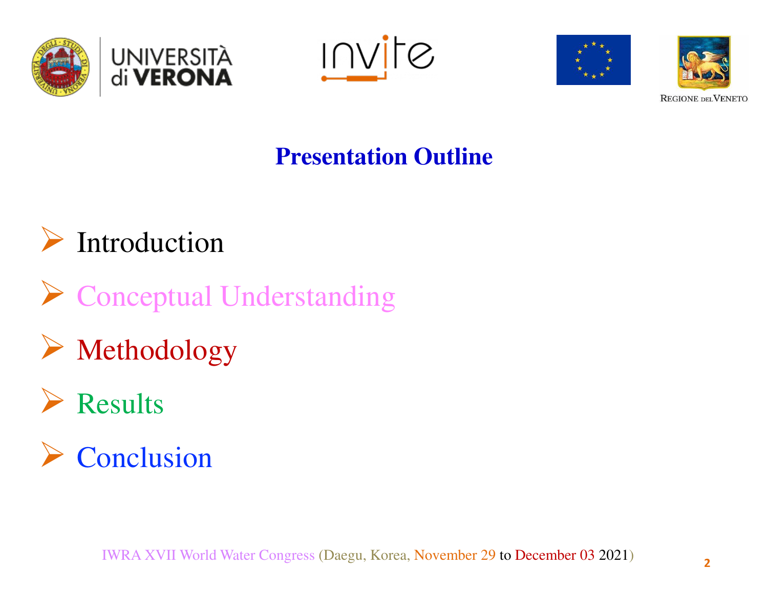## Presentation Outline

- Introduction
- Conceptual Understanding
- Methodology
- Results
- Conclusion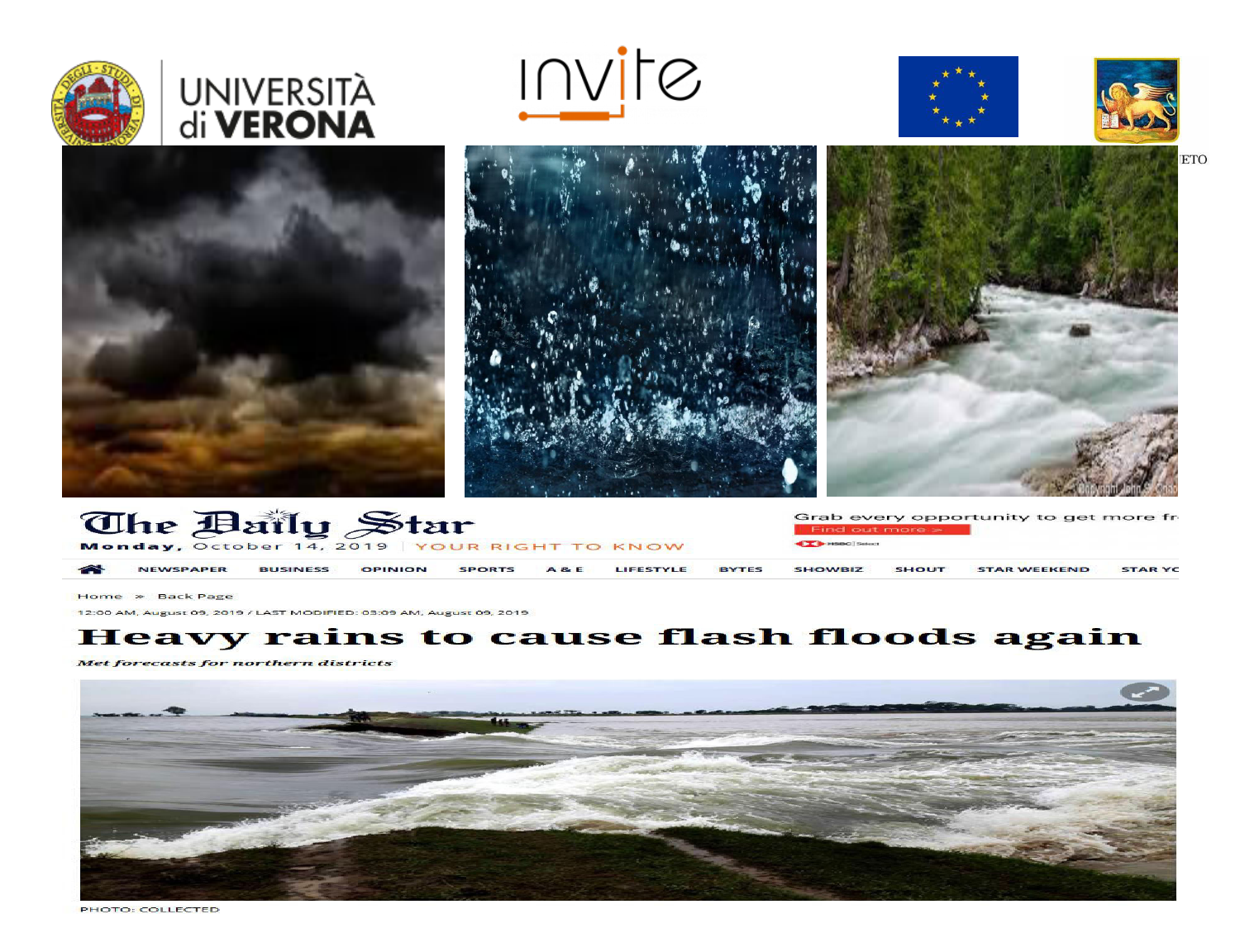# Heavy rains to cause flash floods again

*Met forecasts for northern districts*

The Daily Star

Monday, October 14, 2019 | YOUR RIGHT TO KNOW

12:00 AM, August 09, 2019 / LAST MODIFIED: 03:09 AM, August 09, 2019

PHOTO: COLLECTED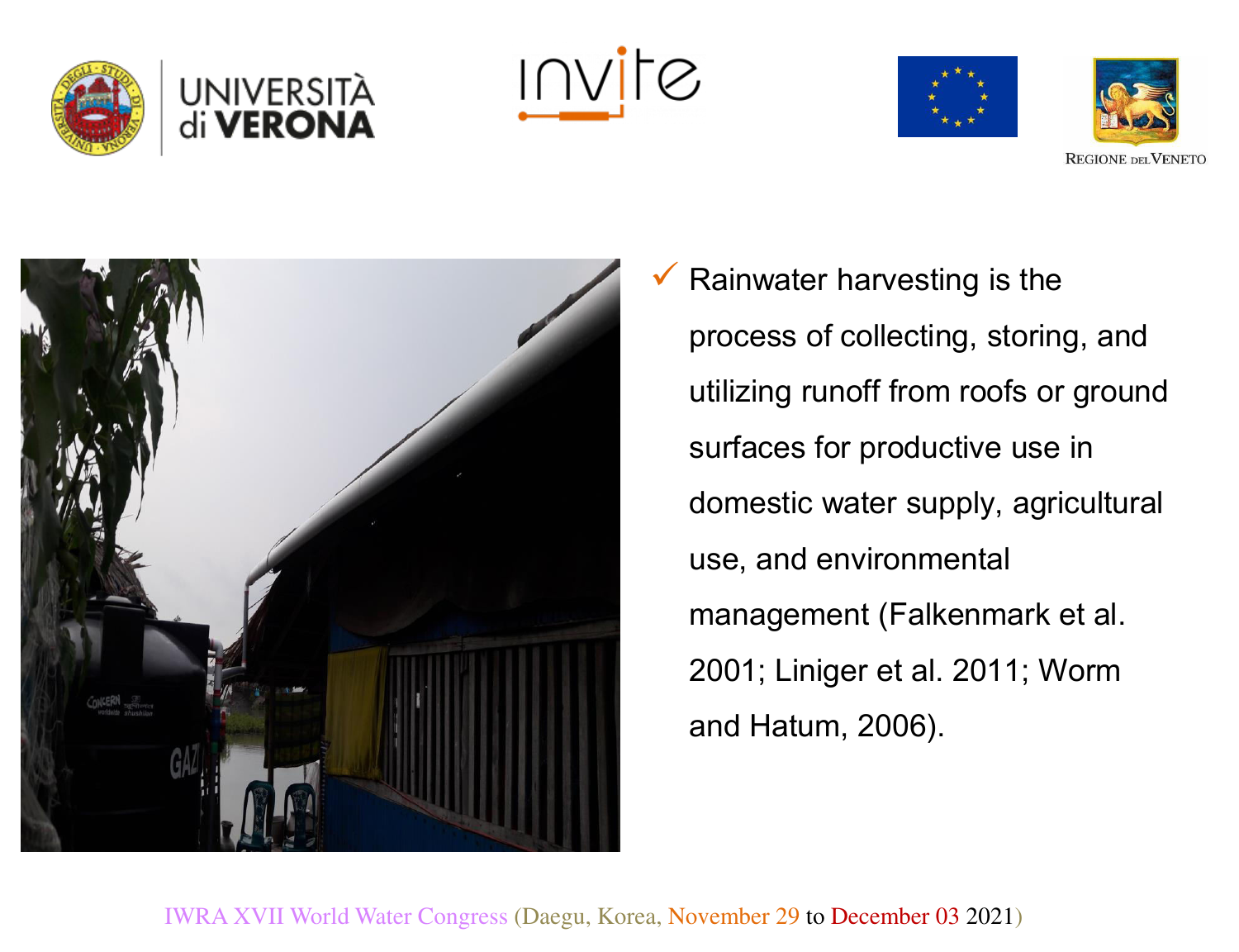- Rainwater harvesting is the process of collecting, storing, and utilizing runoff from roofs or ground surfaces for productive use in domestic water supply, agricultural use, and environmental management (Falkenmark et al. 2001; Liniger et al. 2011; Worm and Hatum, 2006).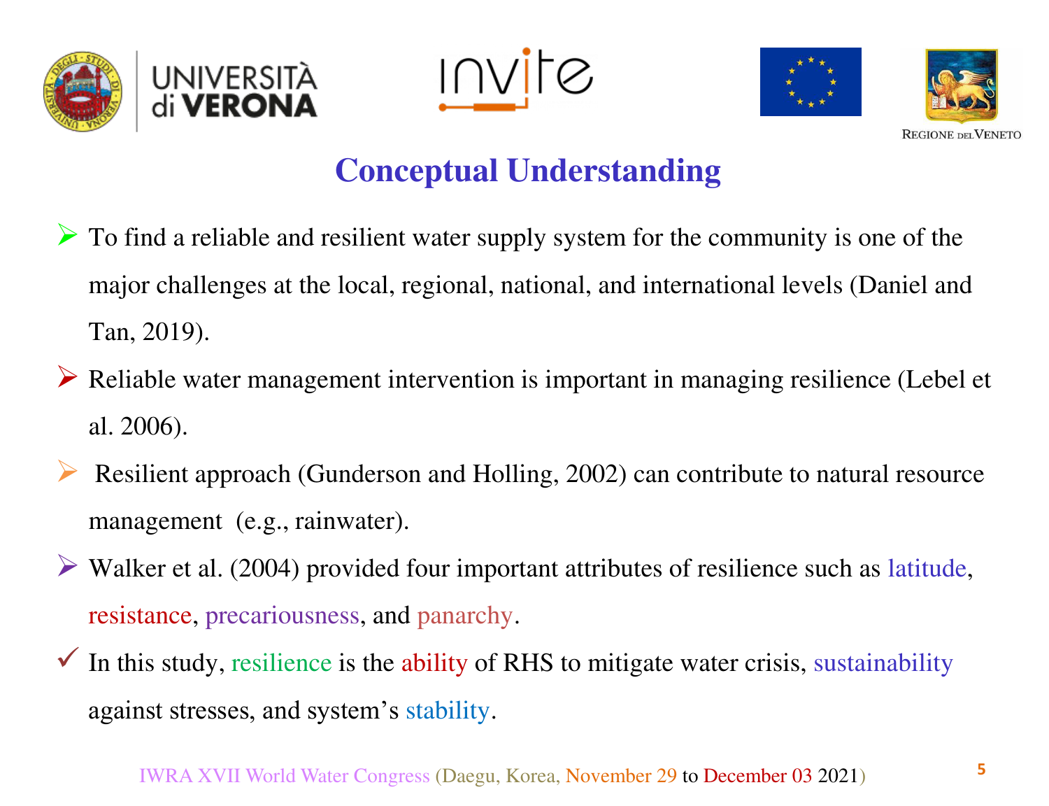# Conceptual Understanding

- To find a reliable and resilient water supply system for the community is one of the major challenges at the local, regional, national, and international levels (Daniel and Tan, 2019).
- Reliable water management intervention is important in managing resilience (Lebel et al. 2006).
- Resilient approach (Gunderson and Holling, 2002) can contribute to natural resource management (e.g., rainwater).
- Walker et al. (2004) provided four important attributes of resilience such as latitude, resistance, precariousness, and panarchy.
- ✓ In this study, resilience is the ability of RHS to mitigate water crisis, sustainability against stresses, and system's stability.

IWRA XVII World Water Congress (Daegu, Korea, November 29 to December 03 2021)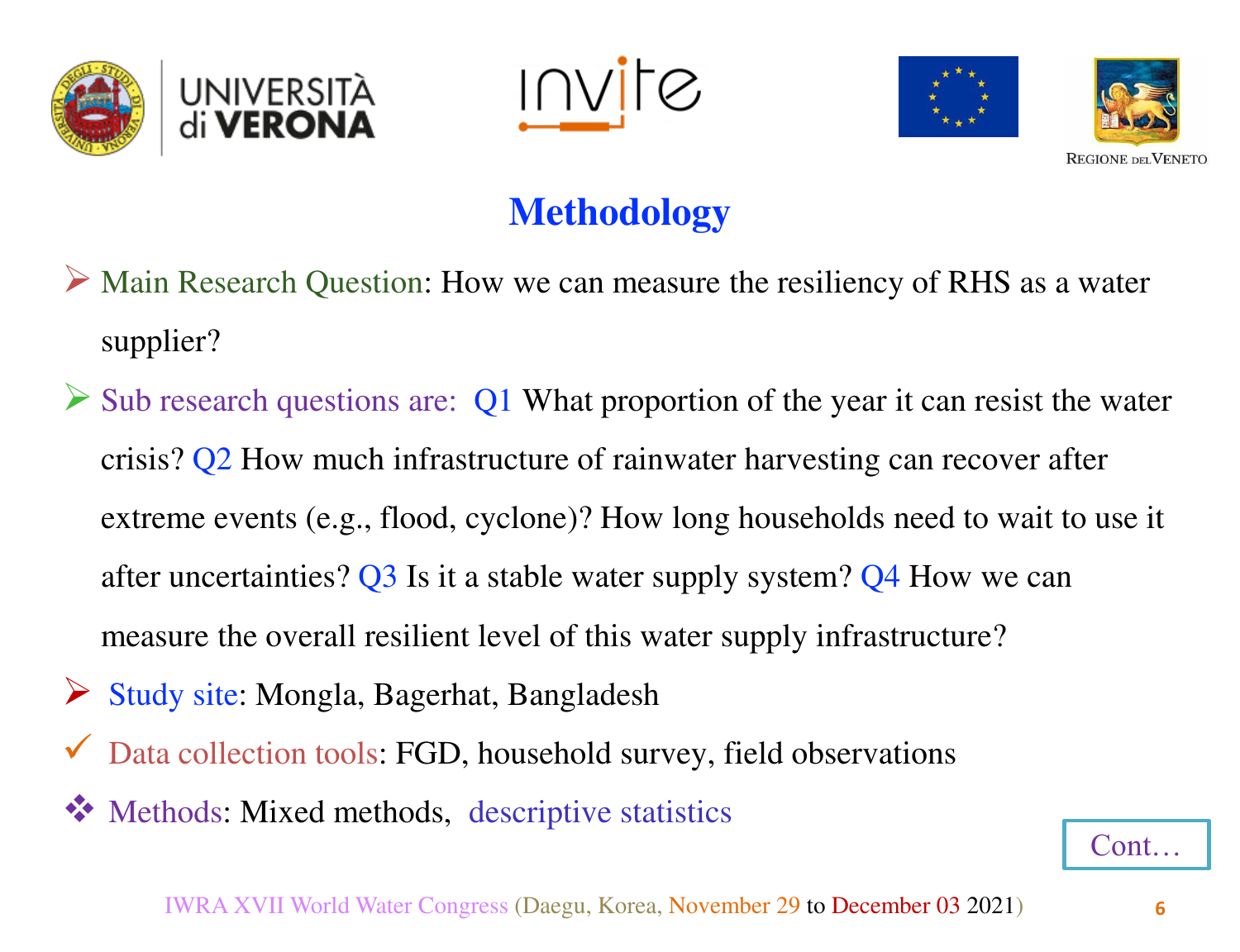# Methodology

- Main Research Question: How we can measure the resiliency of RHS as a water supplier?
- Sub research questions are: Q1 What proportion of the year it can resist the water crisis? Q2 How much infrastructure of rainwater harvesting can recover after extreme events (e.g., flood, cyclone)? How long households need to wait to use it after uncertainties? Q3 Is it a stable water supply system? Q4 How we can measure the overall resilient level of this water supply infrastructure?
- Study site: Mongla, Bagerhat, Bangladesh
- Data collection tools: FGD, household survey, field observations
- Methods: Mixed methods, descriptive statistics

Cont…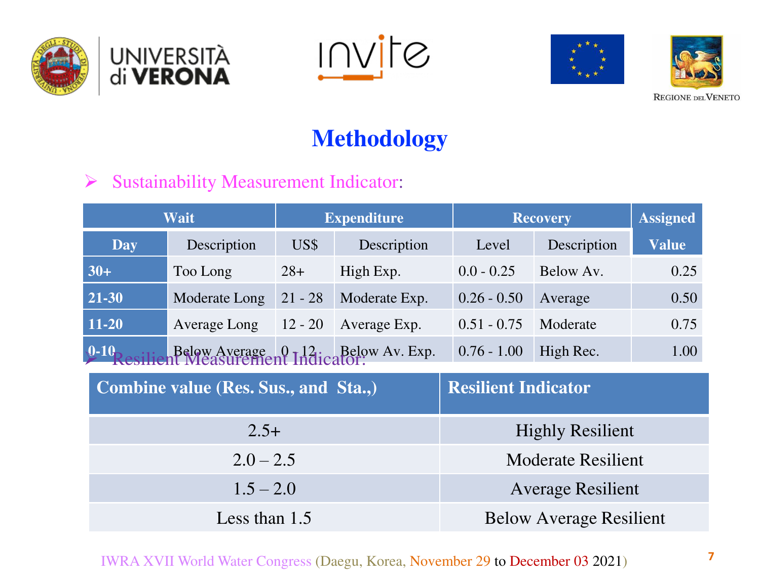# Methodology

- Sustainability Measurement Indicator:

| Wait | | Expenditure | | Recovery | | Assigned Value |
|---|---|---|---|---|---|---|
| Day | Description | US$ | Description | Level | Description | |
| 30+ | Too Long | 28+ | High Exp. | 0.0 - 0.25 | Below Av. | 0.25 |
| 21-30 | Moderate Long | 21 - 28 | Moderate Exp. | 0.26 - 0.50 | Average | 0.50 |
| 11-20 | Average Long | 12 - 20 | Average Exp. | 0.51 - 0.75 | Moderate | 0.75 |
| 0-10 | Below Average | 0 - 12 | Below Av. Exp. | 0.76 - 1.00 | High Rec. | 1.00 |

- Resilient Measurement Indicator:

| Combine value (Res. Sus., and Sta.,) | Resilient Indicator |
|---|---|
| 2.5+ | Highly Resilient |
| 2.0 – 2.5 | Moderate Resilient |
| 1.5 – 2.0 | Average Resilient |
| Less than 1.5 | Below Average Resilient |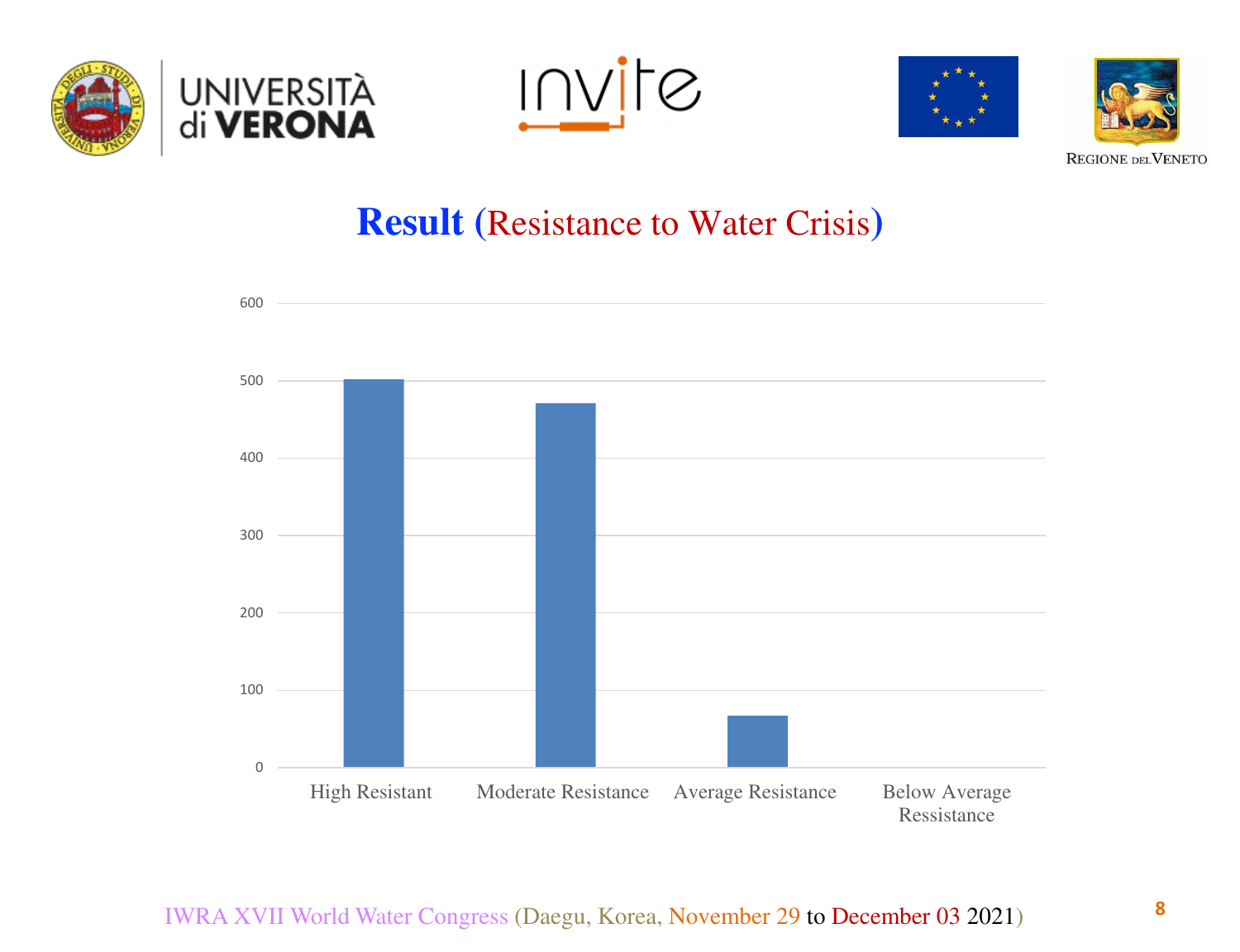# Result (Resistance to Water Crisis)

| Category | Value (approx.) |
|---|---|
| High Resistant | ~500 |
| Moderate Resistance | ~470 |
| Average Resistance | ~65 |
| Below Average Ressistance | 0 |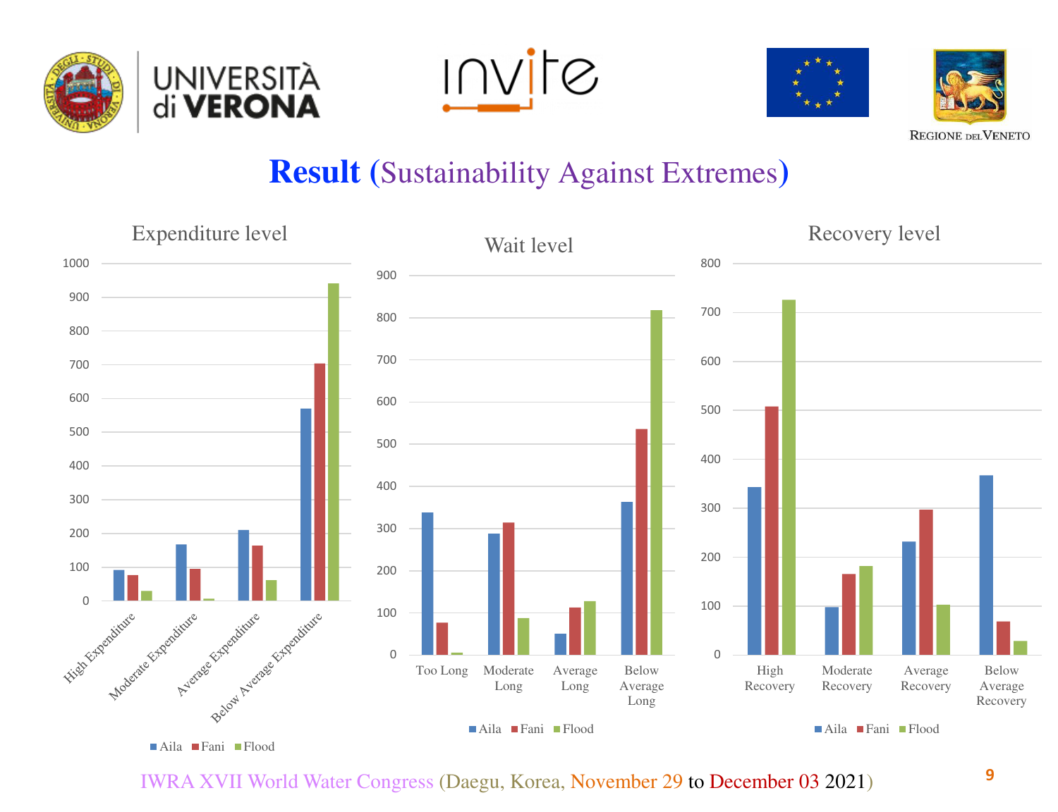# Result (Sustainability Against Extremes)

Expenditure level

1000
900
800
700
600
500
400
300
200
100
0

High Expenditure
Moderate Expenditure
Average Expenditure
Below Average Expenditure

Aila Fani Flood

Wait level

900
800
700
600
500
400
300
200
100
0

Too Long
Moderate Long
Average Long
Below Average Long

Aila Fani Flood

Recovery level

800
700
600
500
400
300
200
100
0

High Recovery
Moderate Recovery
Average Recovery
Below Average Recovery

Aila Fani Flood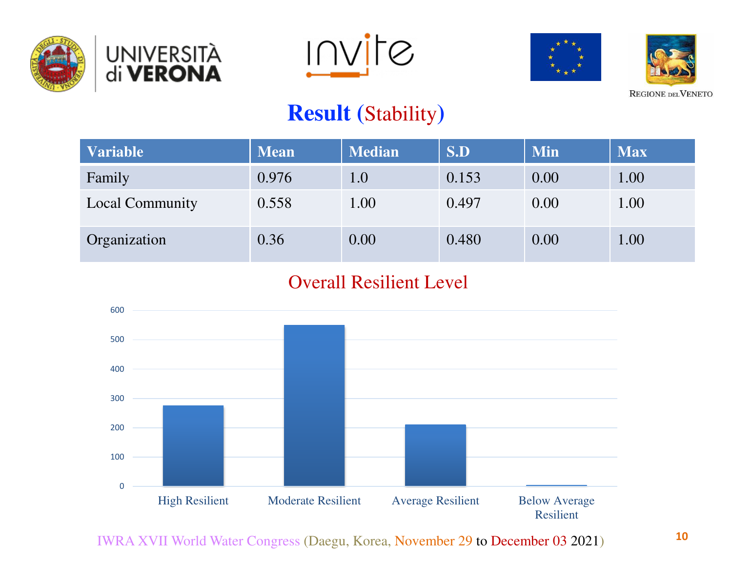# Result (Stability)

| Variable | Mean | Median | S.D | Min | Max |
|---|---|---|---|---|---|
| Family | 0.976 | 1.0 | 0.153 | 0.00 | 1.00 |
| Local Community | 0.558 | 1.00 | 0.497 | 0.00 | 1.00 |
| Organization | 0.36 | 0.00 | 0.480 | 0.00 | 1.00 |

## Overall Resilient Level

| Category | Value (approx.) |
|---|---|
| High Resilient | 275 |
| Moderate Resilient | 550 |
| Average Resilient | 210 |
| Below Average Resilient | 3 |

IWRA XVII World Water Congress (Daegu, Korea, November 29 to December 03 2021)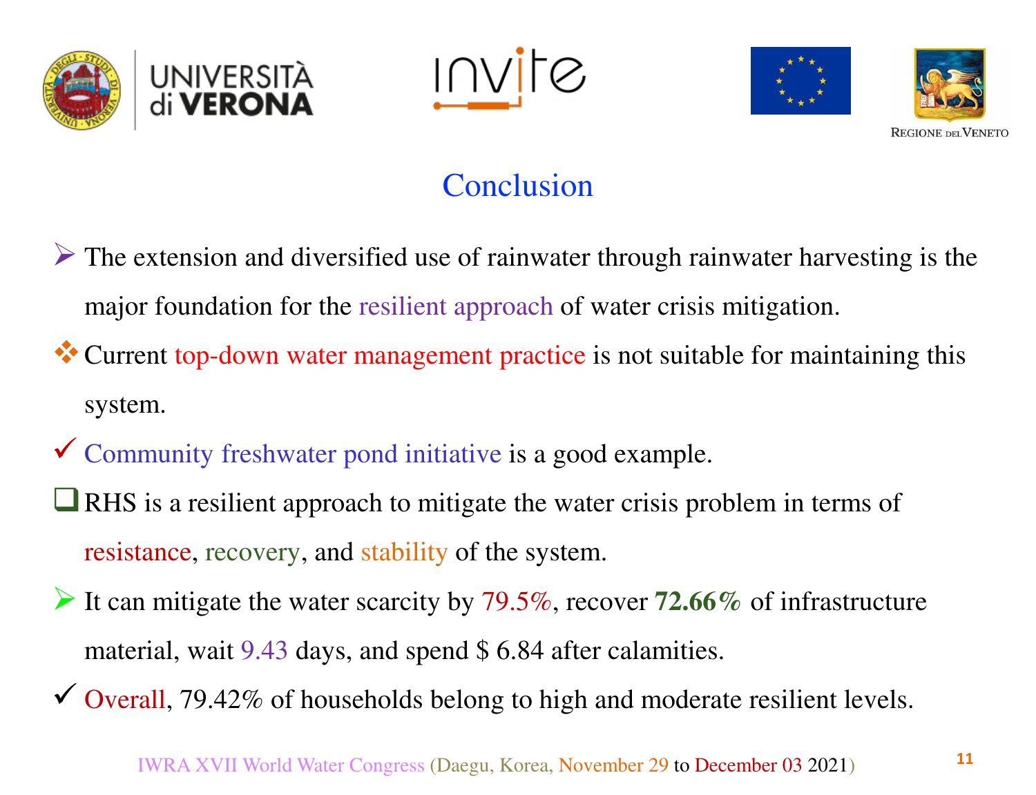# Conclusion

- The extension and diversified use of rainwater through rainwater harvesting is the major foundation for the resilient approach of water crisis mitigation.
- Current top-down water management practice is not suitable for maintaining this system.
- Community freshwater pond initiative is a good example.
- RHS is a resilient approach to mitigate the water crisis problem in terms of resistance, recovery, and stability of the system.
- It can mitigate the water scarcity by 79.5%, recover **72.66%** of infrastructure material, wait 9.43 days, and spend $ 6.84 after calamities.
- Overall, 79.42% of households belong to high and moderate resilient levels.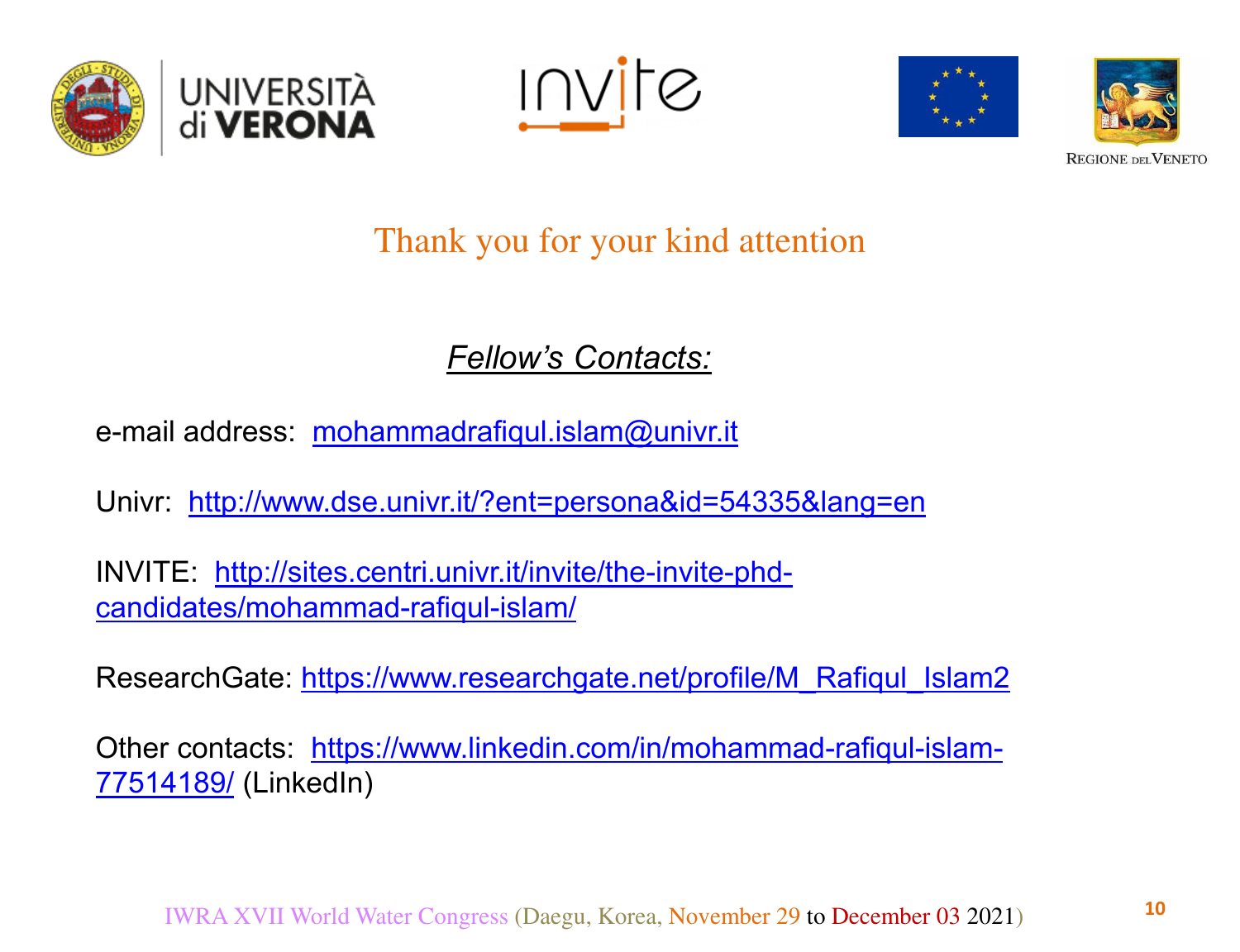UNIVERSITÀ di VERONA

REGIONE DEL VENETO

## Thank you for your kind attention

*Fellow's Contacts:*

e-mail address: mohammadrafiqul.islam@univr.it

Univr: http://www.dse.univr.it/?ent=persona&id=54335&lang=en

INVITE: http://sites.centri.univr.it/invite/the-invite-phd-candidates/mohammad-rafiqul-islam/

ResearchGate: https://www.researchgate.net/profile/M_Rafiqul_Islam2

Other contacts: https://www.linkedin.com/in/mohammad-rafiqul-islam-77514189/ (LinkedIn)

IWRA XVII World Water Congress (Daegu, Korea, November 29 to December 03 2021)